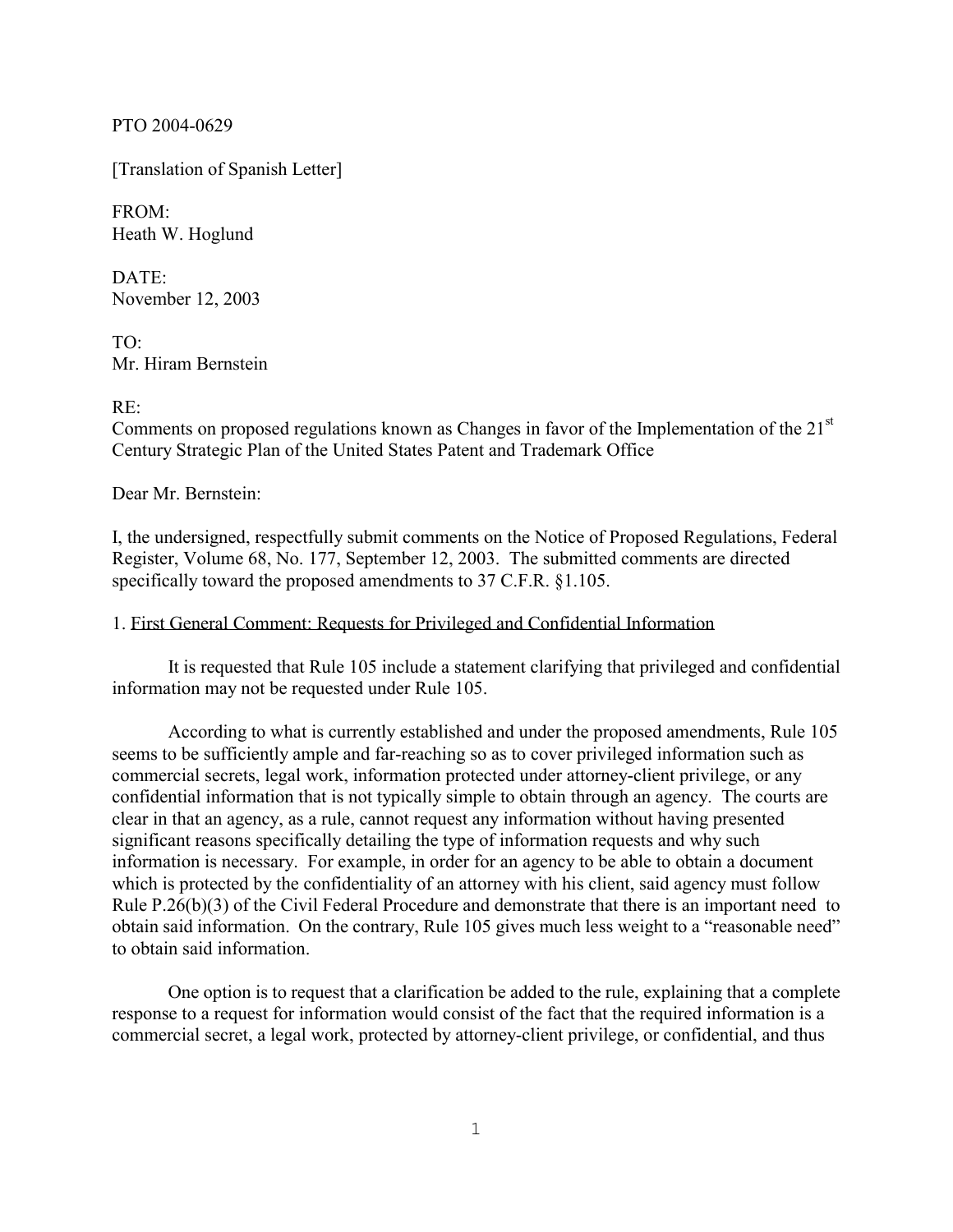PTO 2004-0629

[Translation of Spanish Letter]

FROM:
Heath W. Hoglund

DATE:
November 12, 2003

TO:
Mr. Hiram Bernstein

RE:
Comments on proposed regulations known as Changes in favor of the Implementation of the 21st Century Strategic Plan of the United States Patent and Trademark Office

Dear Mr. Bernstein:

I, the undersigned, respectfully submit comments on the Notice of Proposed Regulations, Federal Register, Volume 68, No. 177, September 12, 2003. The submitted comments are directed specifically toward the proposed amendments to 37 C.F.R. §1.105.

1. First General Comment: Requests for Privileged and Confidential Information

It is requested that Rule 105 include a statement clarifying that privileged and confidential information may not be requested under Rule 105.

According to what is currently established and under the proposed amendments, Rule 105 seems to be sufficiently ample and far-reaching so as to cover privileged information such as commercial secrets, legal work, information protected under attorney-client privilege, or any confidential information that is not typically simple to obtain through an agency. The courts are clear in that an agency, as a rule, cannot request any information without having presented significant reasons specifically detailing the type of information requests and why such information is necessary. For example, in order for an agency to be able to obtain a document which is protected by the confidentiality of an attorney with his client, said agency must follow Rule P.26(b)(3) of the Civil Federal Procedure and demonstrate that there is an important need to obtain said information. On the contrary, Rule 105 gives much less weight to a "reasonable need" to obtain said information.

One option is to request that a clarification be added to the rule, explaining that a complete response to a request for information would consist of the fact that the required information is a commercial secret, a legal work, protected by attorney-client privilege, or confidential, and thus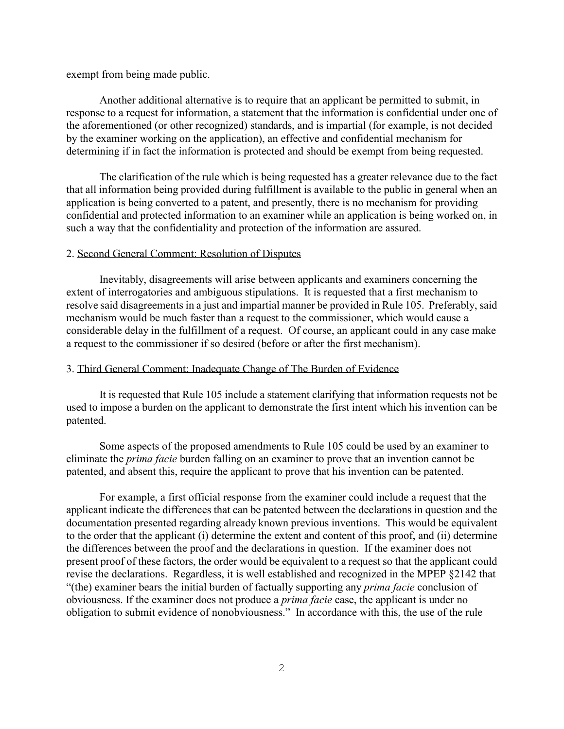exempt from being made public.

Another additional alternative is to require that an applicant be permitted to submit, in response to a request for information, a statement that the information is confidential under one of the aforementioned (or other recognized) standards, and is impartial (for example, is not decided by the examiner working on the application), an effective and confidential mechanism for determining if in fact the information is protected and should be exempt from being requested.

The clarification of the rule which is being requested has a greater relevance due to the fact that all information being provided during fulfillment is available to the public in general when an application is being converted to a patent, and presently, there is no mechanism for providing confidential and protected information to an examiner while an application is being worked on, in such a way that the confidentiality and protection of the information are assured.

2. Second General Comment: Resolution of Disputes

Inevitably, disagreements will arise between applicants and examiners concerning the extent of interrogatories and ambiguous stipulations. It is requested that a first mechanism to resolve said disagreements in a just and impartial manner be provided in Rule 105. Preferably, said mechanism would be much faster than a request to the commissioner, which would cause a considerable delay in the fulfillment of a request. Of course, an applicant could in any case make a request to the commissioner if so desired (before or after the first mechanism).

3. Third General Comment: Inadequate Change of The Burden of Evidence

It is requested that Rule 105 include a statement clarifying that information requests not be used to impose a burden on the applicant to demonstrate the first intent which his invention can be patented.

Some aspects of the proposed amendments to Rule 105 could be used by an examiner to eliminate the *prima facie* burden falling on an examiner to prove that an invention cannot be patented, and absent this, require the applicant to prove that his invention can be patented.

For example, a first official response from the examiner could include a request that the applicant indicate the differences that can be patented between the declarations in question and the documentation presented regarding already known previous inventions. This would be equivalent to the order that the applicant (i) determine the extent and content of this proof, and (ii) determine the differences between the proof and the declarations in question. If the examiner does not present proof of these factors, the order would be equivalent to a request so that the applicant could revise the declarations. Regardless, it is well established and recognized in the MPEP §2142 that "(the) examiner bears the initial burden of factually supporting any *prima facie* conclusion of obviousness. If the examiner does not produce a *prima facie* case, the applicant is under no obligation to submit evidence of nonobviousness." In accordance with this, the use of the rule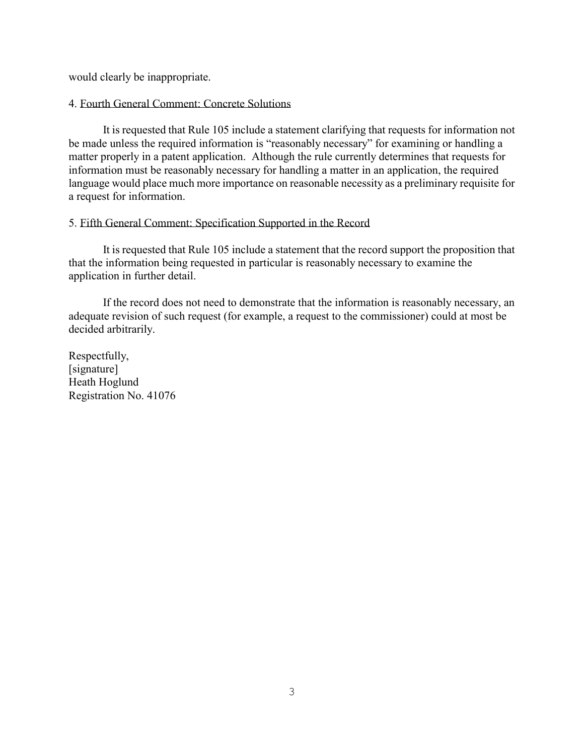would clearly be inappropriate.

4. Fourth General Comment: Concrete Solutions

It is requested that Rule 105 include a statement clarifying that requests for information not be made unless the required information is "reasonably necessary" for examining or handling a matter properly in a patent application. Although the rule currently determines that requests for information must be reasonably necessary for handling a matter in an application, the required language would place much more importance on reasonable necessity as a preliminary requisite for a request for information.

5. Fifth General Comment: Specification Supported in the Record

It is requested that Rule 105 include a statement that the record support the proposition that that the information being requested in particular is reasonably necessary to examine the application in further detail.

If the record does not need to demonstrate that the information is reasonably necessary, an adequate revision of such request (for example, a request to the commissioner) could at most be decided arbitrarily.

Respectfully,
[signature]
Heath Hoglund
Registration No. 41076